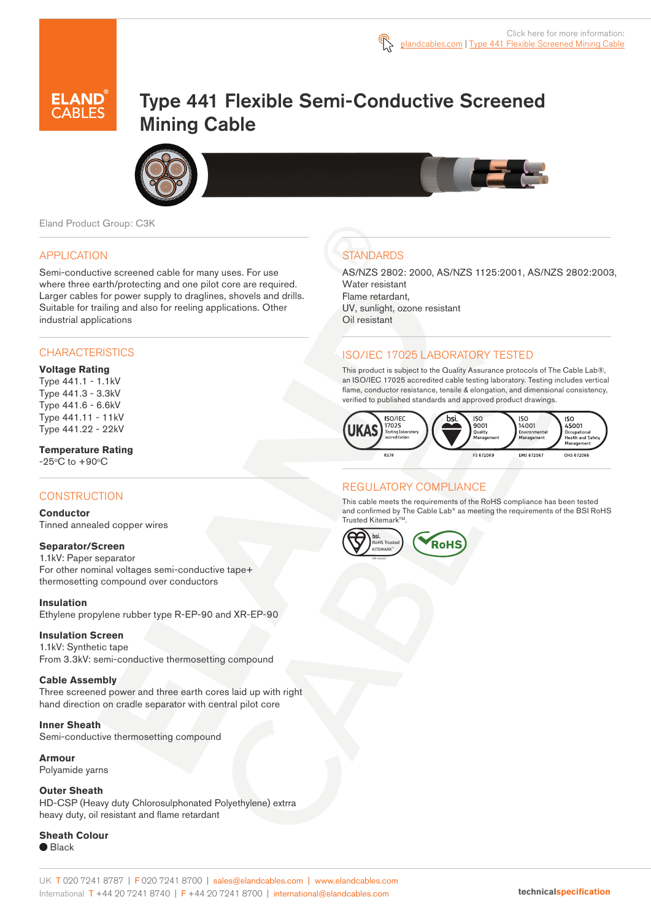Click here for more information: elandcables.com | Type 441 Flexible Screened Mining Cable

# Type 441 Flexible Semi-Conductive Screened Mining Cable

Eland Product Group: C3K

## APPLICATION

Semi-conductive screened cable for many uses. For use where three earth/protecting and one pilot core are required. Larger cables for power supply to draglines, shovels and drills. Suitable for trailing and also for reeling applications. Other industrial applications

## CHARACTERISTICS

**Voltage Rating**
Type 441.1 - 1.1kV
Type 441.3 - 3.3kV
Type 441.6 - 6.6kV
Type 441.11 - 11kV
Type 441.22 - 22kV

**Temperature Rating**
-25°C to +90°C

## CONSTRUCTION

**Conductor**
Tinned annealed copper wires

**Separator/Screen**
1.1kV: Paper separator
For other nominal voltages semi-conductive tape+ thermosetting compound over conductors

**Insulation**
Ethylene propylene rubber type R-EP-90 and XR-EP-90

**Insulation Screen**
1.1kV: Synthetic tape
From 3.3kV: semi-conductive thermosetting compound

**Cable Assembly**
Three screened power and three earth cores laid up with right hand direction on cradle separator with central pilot core

**Inner Sheath**
Semi-conductive thermosetting compound

**Armour**
Polyamide yarns

**Outer Sheath**
HD-CSP (Heavy duty Chlorosulphonated Polyethylene) extrra heavy duty, oil resistant and flame retardant

**Sheath Colour**
● Black

## STANDARDS

AS/NZS 2802: 2000, AS/NZS 1125:2001, AS/NZS 2802:2003,
Water resistant
Flame retardant,
UV, sunlight, ozone resistant
Oil resistant

## ISO/IEC 17025 LABORATORY TESTED

This product is subject to the Quality Assurance protocols of The Cable Lab®, an ISO/IEC 17025 accredited cable testing laboratory. Testing includes vertical flame, conductor resistance, tensile & elongation, and dimensional consistency, verified to published standards and approved product drawings.

UKAS ISO/IEC 17025 Testing laboratory accreditation 8578 | bsi. ISO 9001 Quality Management FS 672069 | ISO 14001 Environmental Management EMS 672067 | ISO 45001 Occupational Health and Safety Management OHS 672066

## REGULATORY COMPLIANCE

This cable meets the requirements of the RoHS compliance has been tested and confirmed by The Cable Lab® as meeting the requirements of the BSI RoHS Trusted Kitemark™.

bsi. RoHS Trusted KITEMARK™ | RoHS

UK T 020 7241 8787 | F 020 7241 8700 | sales@elandcables.com | www.elandcables.com
International T +44 20 7241 8740 | F +44 20 7241 8700 | international@elandcables.com

technicalspecification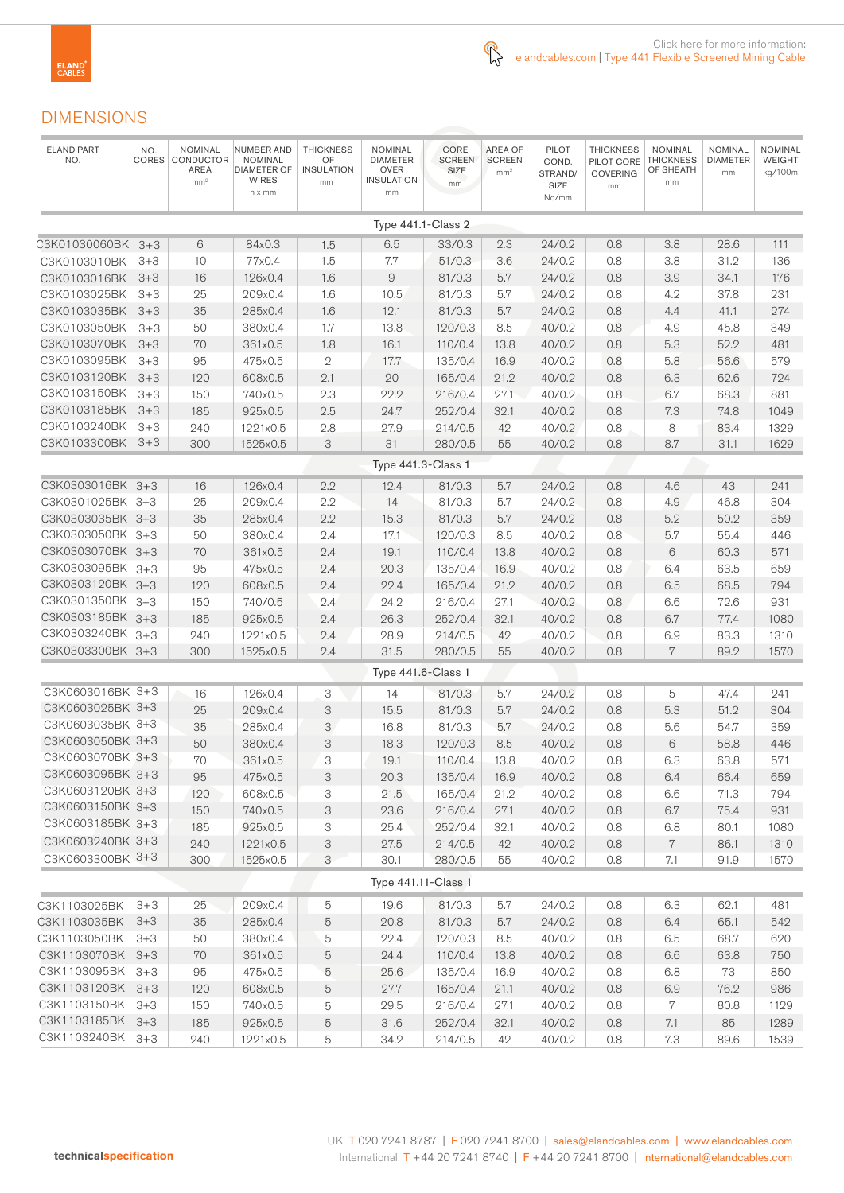Click here for more information: elandcables.com | Type 441 Flexible Screened Mining Cable

## DIMENSIONS

| ELAND PART NO. | NO. CORES | NOMINAL CONDUCTOR AREA mm² | NUMBER AND NOMINAL DIAMETER OF WIRES n x mm | THICKNESS OF INSULATION mm | NOMINAL DIAMETER OVER INSULATION mm | CORE SCREEN SIZE mm | AREA OF SCREEN mm² | PILOT COND. STRAND/ SIZE No/mm | THICKNESS PILOT CORE COVERING mm | NOMINAL THICKNESS OF SHEATH mm | NOMINAL DIAMETER mm | NOMINAL WEIGHT kg/100m |
|---|---|---|---|---|---|---|---|---|---|---|---|---|
| | | | | | Type 441.1-Class 2 | | | | | | | |
| C3K01030060BK | 3+3 | 6 | 84x0.3 | 1.5 | 6.5 | 33/0.3 | 2.3 | 24/0.2 | 0.8 | 3.8 | 28.6 | 111 |
| C3K0103010BK | 3+3 | 10 | 77x0.4 | 1.5 | 7.7 | 51/0.3 | 3.6 | 24/0.2 | 0.8 | 3.8 | 31.2 | 136 |
| C3K0103016BK | 3+3 | 16 | 126x0.4 | 1.6 | 9 | 81/0.3 | 5.7 | 24/0.2 | 0.8 | 3.9 | 34.1 | 176 |
| C3K0103025BK | 3+3 | 25 | 209x0.4 | 1.6 | 10.5 | 81/0.3 | 5.7 | 24/0.2 | 0.8 | 4.2 | 37.8 | 231 |
| C3K0103035BK | 3+3 | 35 | 285x0.4 | 1.6 | 12.1 | 81/0.3 | 5.7 | 24/0.2 | 0.8 | 4.4 | 41.1 | 274 |
| C3K0103050BK | 3+3 | 50 | 380x0.4 | 1.7 | 13.8 | 120/0.3 | 8.5 | 40/0.2 | 0.8 | 4.9 | 45.8 | 349 |
| C3K0103070BK | 3+3 | 70 | 361x0.5 | 1.8 | 16.1 | 110/0.4 | 13.8 | 40/0.2 | 0.8 | 5.3 | 52.2 | 481 |
| C3K0103095BK | 3+3 | 95 | 475x0.5 | 2 | 17.7 | 135/0.4 | 16.9 | 40/0.2 | 0.8 | 5.8 | 56.6 | 579 |
| C3K0103120BK | 3+3 | 120 | 608x0.5 | 2.1 | 20 | 165/0.4 | 21.2 | 40/0.2 | 0.8 | 6.3 | 62.6 | 724 |
| C3K0103150BK | 3+3 | 150 | 740x0.5 | 2.3 | 22.2 | 216/0.4 | 27.1 | 40/0.2 | 0.8 | 6.7 | 68.3 | 881 |
| C3K0103185BK | 3+3 | 185 | 925x0.5 | 2.5 | 24.7 | 252/0.4 | 32.1 | 40/0.2 | 0.8 | 7.3 | 74.8 | 1049 |
| C3K0103240BK | 3+3 | 240 | 1221x0.5 | 2.8 | 27.9 | 214/0.5 | 42 | 40/0.2 | 0.8 | 8 | 83.4 | 1329 |
| C3K0103300BK | 3+3 | 300 | 1525x0.5 | 3 | 31 | 280/0.5 | 55 | 40/0.2 | 0.8 | 8.7 | 31.1 | 1629 |
| | | | | | Type 441.3-Class 1 | | | | | | | |
| C3K0303016BK | 3+3 | 16 | 126x0.4 | 2.2 | 12.4 | 81/0.3 | 5.7 | 24/0.2 | 0.8 | 4.6 | 43 | 241 |
| C3K0301025BK | 3+3 | 25 | 209x0.4 | 2.2 | 14 | 81/0.3 | 5.7 | 24/0.2 | 0.8 | 4.9 | 46.8 | 304 |
| C3K0303035BK | 3+3 | 35 | 285x0.4 | 2.2 | 15.3 | 81/0.3 | 5.7 | 24/0.2 | 0.8 | 5.2 | 50.2 | 359 |
| C3K0303050BK | 3+3 | 50 | 380x0.4 | 2.4 | 17.1 | 120/0.3 | 8.5 | 40/0.2 | 0.8 | 5.7 | 55.4 | 446 |
| C3K0303070BK | 3+3 | 70 | 361x0.5 | 2.4 | 19.1 | 110/0.4 | 13.8 | 40/0.2 | 0.8 | 6 | 60.3 | 571 |
| C3K0303095BK | 3+3 | 95 | 475x0.5 | 2.4 | 20.3 | 135/0.4 | 16.9 | 40/0.2 | 0.8 | 6.4 | 63.5 | 659 |
| C3K0303120BK | 3+3 | 120 | 608x0.5 | 2.4 | 22.4 | 165/0.4 | 21.2 | 40/0.2 | 0.8 | 6.5 | 68.5 | 794 |
| C3K0301350BK | 3+3 | 150 | 740/0.5 | 2.4 | 24.2 | 216/0.4 | 27.1 | 40/0.2 | 0.8 | 6.6 | 72.6 | 931 |
| C3K0303185BK | 3+3 | 185 | 925x0.5 | 2.4 | 26.3 | 252/0.4 | 32.1 | 40/0.2 | 0.8 | 6.7 | 77.4 | 1080 |
| C3K0303240BK | 3+3 | 240 | 1221x0.5 | 2.4 | 28.9 | 214/0.5 | 42 | 40/0.2 | 0.8 | 6.9 | 83.3 | 1310 |
| C3K0303300BK | 3+3 | 300 | 1525x0.5 | 2.4 | 31.5 | 280/0.5 | 55 | 40/0.2 | 0.8 | 7 | 89.2 | 1570 |
| | | | | | Type 441.6-Class 1 | | | | | | | |
| C3K0603016BK | 3+3 | 16 | 126x0.4 | 3 | 14 | 81/0.3 | 5.7 | 24/0.2 | 0.8 | 5 | 47.4 | 241 |
| C3K0603025BK | 3+3 | 25 | 209x0.4 | 3 | 15.5 | 81/0.3 | 5.7 | 24/0.2 | 0.8 | 5.3 | 51.2 | 304 |
| C3K0603035BK | 3+3 | 35 | 285x0.4 | 3 | 16.8 | 81/0.3 | 5.7 | 24/0.2 | 0.8 | 5.6 | 54.7 | 359 |
| C3K0603050BK | 3+3 | 50 | 380x0.4 | 3 | 18.3 | 120/0.3 | 8.5 | 40/0.2 | 0.8 | 6 | 58.8 | 446 |
| C3K0603070BK | 3+3 | 70 | 361x0.5 | 3 | 19.1 | 110/0.4 | 13.8 | 40/0.2 | 0.8 | 6.3 | 63.8 | 571 |
| C3K0603095BK | 3+3 | 95 | 475x0.5 | 3 | 20.3 | 135/0.4 | 16.9 | 40/0.2 | 0.8 | 6.4 | 66.4 | 659 |
| C3K0603120BK | 3+3 | 120 | 608x0.5 | 3 | 21.5 | 165/0.4 | 21.2 | 40/0.2 | 0.8 | 6.6 | 71.3 | 794 |
| C3K0603150BK | 3+3 | 150 | 740x0.5 | 3 | 23.6 | 216/0.4 | 27.1 | 40/0.2 | 0.8 | 6.7 | 75.4 | 931 |
| C3K0603185BK | 3+3 | 185 | 925x0.5 | 3 | 25.4 | 252/0.4 | 32.1 | 40/0.2 | 0.8 | 6.8 | 80.1 | 1080 |
| C3K0603240BK | 3+3 | 240 | 1221x0.5 | 3 | 27.5 | 214/0.5 | 42 | 40/0.2 | 0.8 | 7 | 86.1 | 1310 |
| C3K0603300BK | 3+3 | 300 | 1525x0.5 | 3 | 30.1 | 280/0.5 | 55 | 40/0.2 | 0.8 | 7.1 | 91.9 | 1570 |
| | | | | | Type 441.11-Class 1 | | | | | | | |
| C3K1103025BK | 3+3 | 25 | 209x0.4 | 5 | 19.6 | 81/0.3 | 5.7 | 24/0.2 | 0.8 | 6.3 | 62.1 | 481 |
| C3K1103035BK | 3+3 | 35 | 285x0.4 | 5 | 20.8 | 81/0.3 | 5.7 | 24/0.2 | 0.8 | 6.4 | 65.1 | 542 |
| C3K1103050BK | 3+3 | 50 | 380x0.4 | 5 | 22.4 | 120/0.3 | 8.5 | 40/0.2 | 0.8 | 6.5 | 68.7 | 620 |
| C3K1103070BK | 3+3 | 70 | 361x0.5 | 5 | 24.4 | 110/0.4 | 13.8 | 40/0.2 | 0.8 | 6.6 | 63.8 | 750 |
| C3K1103095BK | 3+3 | 95 | 475x0.5 | 5 | 25.6 | 135/0.4 | 16.9 | 40/0.2 | 0.8 | 6.8 | 73 | 850 |
| C3K1103120BK | 3+3 | 120 | 608x0.5 | 5 | 27.7 | 165/0.4 | 21.1 | 40/0.2 | 0.8 | 6.9 | 76.2 | 986 |
| C3K1103150BK | 3+3 | 150 | 740x0.5 | 5 | 29.5 | 216/0.4 | 27.1 | 40/0.2 | 0.8 | 7 | 80.8 | 1129 |
| C3K1103185BK | 3+3 | 185 | 925x0.5 | 5 | 31.6 | 252/0.4 | 32.1 | 40/0.2 | 0.8 | 7.1 | 85 | 1289 |
| C3K1103240BK | 3+3 | 240 | 1221x0.5 | 5 | 34.2 | 214/0.5 | 42 | 40/0.2 | 0.8 | 7.3 | 89.6 | 1539 |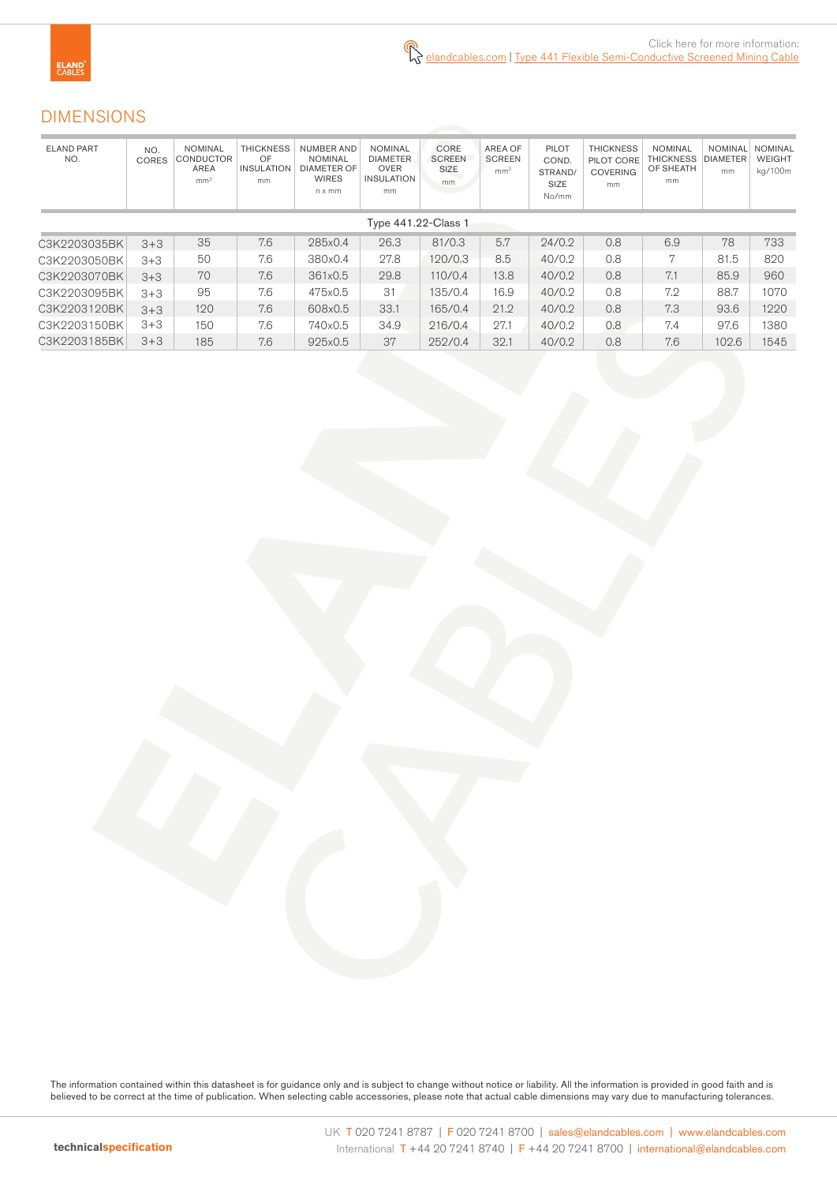Click here for more information: elandcables.com | Type 441 Flexible Semi-Conductive Screened Mining Cable

## DIMENSIONS

| ELAND PART NO. | NO. CORES | NOMINAL CONDUCTOR AREA mm² | THICKNESS OF INSULATION mm | NUMBER AND NOMINAL DIAMETER OF WIRES n x mm | NOMINAL DIAMETER OVER INSULATION mm | CORE SCREEN SIZE mm | AREA OF SCREEN mm² | PILOT COND. STRAND/ SIZE No/mm | THICKNESS PILOT CORE COVERING mm | NOMINAL THICKNESS OF SHEATH mm | NOMINAL DIAMETER mm | NOMINAL WEIGHT kg/100m |
|---|---|---|---|---|---|---|---|---|---|---|---|---|
| Type 441.22-Class 1 | | | | | | | | | | | | |
| C3K2203035BK | 3+3 | 35 | 7.6 | 285x0.4 | 26.3 | 81/0.3 | 5.7 | 24/0.2 | 0.8 | 6.9 | 78 | 733 |
| C3K2203050BK | 3+3 | 50 | 7.6 | 380x0.4 | 27.8 | 120/0.3 | 8.5 | 40/0.2 | 0.8 | 7 | 81.5 | 820 |
| C3K2203070BK | 3+3 | 70 | 7.6 | 361x0.5 | 29.8 | 110/0.4 | 13.8 | 40/0.2 | 0.8 | 7.1 | 85.9 | 960 |
| C3K2203095BK | 3+3 | 95 | 7.6 | 475x0.5 | 31 | 135/0.4 | 16.9 | 40/0.2 | 0.8 | 7.2 | 88.7 | 1070 |
| C3K2203120BK | 3+3 | 120 | 7.6 | 608x0.5 | 33.1 | 165/0.4 | 21.2 | 40/0.2 | 0.8 | 7.3 | 93.6 | 1220 |
| C3K2203150BK | 3+3 | 150 | 7.6 | 740x0.5 | 34.9 | 216/0.4 | 27.1 | 40/0.2 | 0.8 | 7.4 | 97.6 | 1380 |
| C3K2203185BK | 3+3 | 185 | 7.6 | 925x0.5 | 37 | 252/0.4 | 32.1 | 40/0.2 | 0.8 | 7.6 | 102.6 | 1545 |

The information contained within this datasheet is for guidance only and is subject to change without notice or liability. All the information is provided in good faith and is believed to be correct at the time of publication. When selecting cable accessories, please note that actual cable dimensions may vary due to manufacturing tolerances.

technicalspecification

UK T 020 7241 8787 | F 020 7241 8700 | sales@elandcables.com | www.elandcables.com
International T +44 20 7241 8740 | F +44 20 7241 8700 | international@elandcables.com